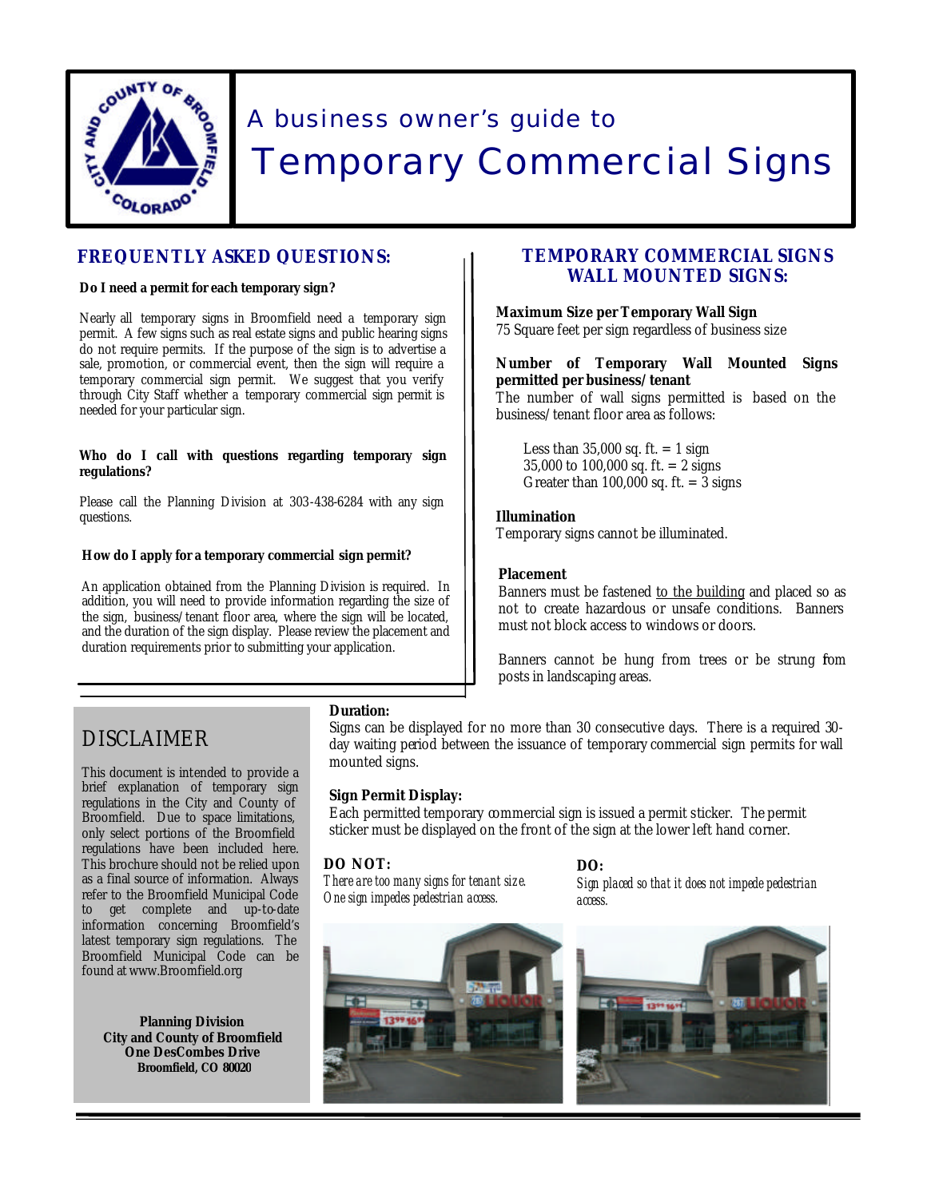# A business owner's guide to

# Temporary Commercial Signs

## FREQUENTLY ASKED QUESTIONS:

**Do I need a permit for each temporary sign?**

Nearly all temporary signs in Broomfield need a temporary sign permit. A few signs such as real estate signs and public hearing signs do not require permits. If the purpose of the sign is to advertise a sale, promotion, or commercial event, then the sign will require a temporary commercial sign permit. We suggest that you verify through City Staff whether a temporary commercial sign permit is needed for your particular sign.

**Who do I call with questions regarding temporary sign regulations?**

Please call the Planning Division at 303-438-6284 with any sign questions.

**How do I apply for a temporary commercial sign permit?**

An application obtained from the Planning Division is required. In addition, you will need to provide information regarding the size of the sign, business/tenant floor area, where the sign will be located, and the duration of the sign display. Please review the placement and duration requirements prior to submitting your application.

## TEMPORARY COMMERCIAL SIGNS WALL MOUNTED SIGNS:

**Maximum Size per Temporary Wall Sign**
75 Square feet per sign regardless of business size

**Number of Temporary Wall Mounted Signs permitted per business/tenant**
The number of wall signs permitted is based on the business/tenant floor area as follows:

Less than 35,000 sq. ft. = 1 sign
35,000 to 100,000 sq. ft. = 2 signs
Greater than 100,000 sq. ft. = 3 signs

**Illumination**
Temporary signs cannot be illuminated.

**Placement**
Banners must be fastened <u>to the building</u> and placed so as not to create hazardous or unsafe conditions. Banners must not block access to windows or doors.

Banners cannot be hung from trees or be strung fom posts in landscaping areas.

**Duration:**
Signs can be displayed for no more than 30 consecutive days. There is a required 30-day waiting period between the issuance of temporary commercial sign permits for wall mounted signs.

**Sign Permit Display:**
Each permitted temporary commercial sign is issued a permit sticker. The permit sticker must be displayed on the front of the sign at the lower left hand corner.

**DO NOT:**
*There are too many signs for tenant size. One sign impedes pedestrian access.*

**DO:**
*Sign placed so that it does not impede pedestrian access.*

## DISCLAIMER

This document is intended to provide a brief explanation of temporary sign regulations in the City and County of Broomfield. Due to space limitations, only select portions of the Broomfield regulations have been included here. This brochure should not be relied upon as a final source of information. Always refer to the Broomfield Municipal Code to get complete and up-to-date information concerning Broomfield's latest temporary sign regulations. The Broomfield Municipal Code can be found at www.Broomfield.org

**Planning Division**
**City and County of Broomfield**
**One DesCombes Drive**
**Broomfield, CO 80020**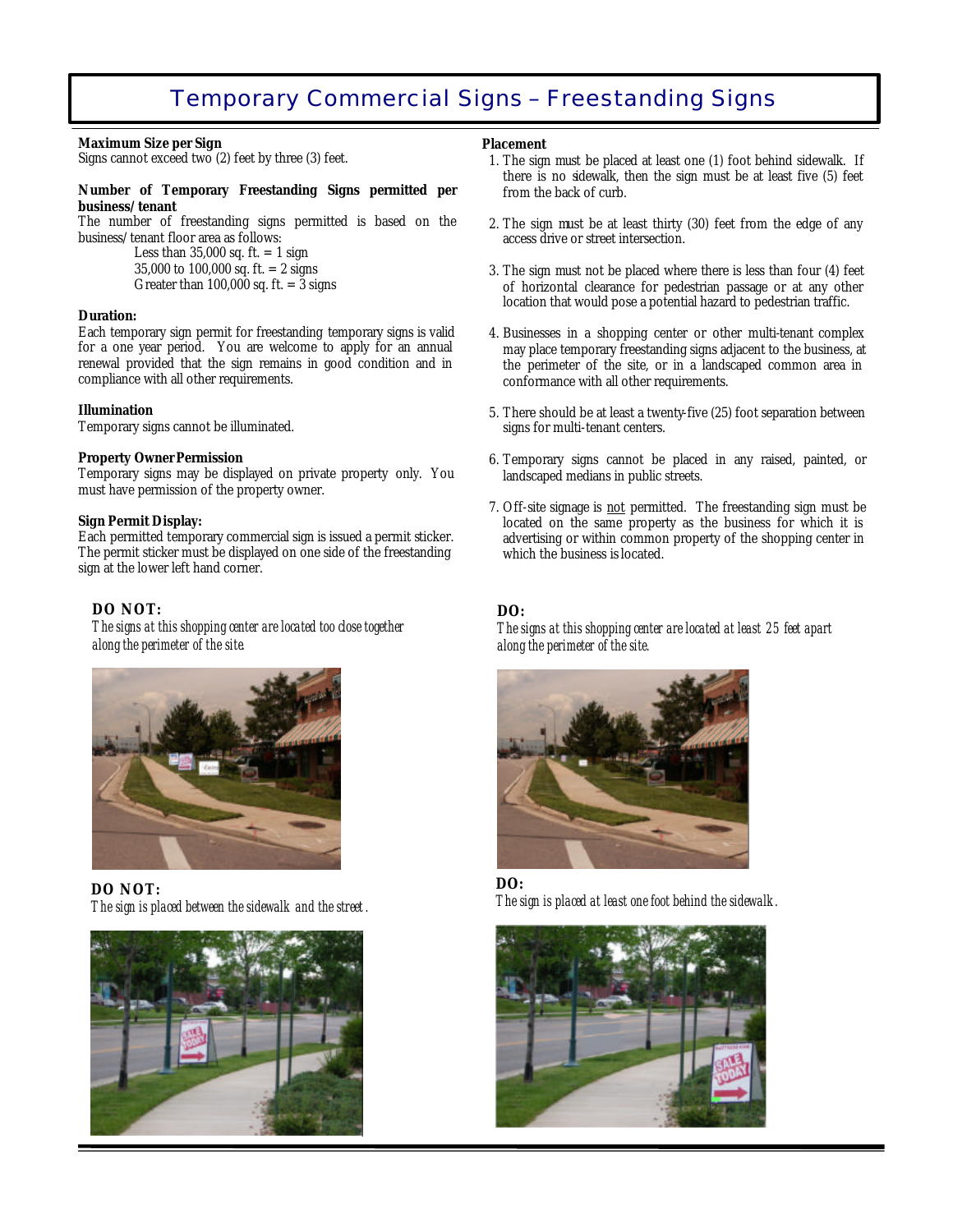# Temporary Commercial Signs – Freestanding Signs

**Maximum Size per Sign**
Signs cannot exceed two (2) feet by three (3) feet.

**Number of Temporary Freestanding Signs permitted per business/tenant**
The number of freestanding signs permitted is based on the business/tenant floor area as follows:

Less than 35,000 sq. ft. = 1 sign
35,000 to 100,000 sq. ft. = 2 signs
Greater than 100,000 sq. ft. = 3 signs

**Duration:**
Each temporary sign permit for freestanding temporary signs is valid for a one year period. You are welcome to apply for an annual renewal provided that the sign remains in good condition and in compliance with all other requirements.

**Illumination**
Temporary signs cannot be illuminated.

**Property Owner Permission**
Temporary signs may be displayed on private property only. You must have permission of the property owner.

**Sign Permit Display:**
Each permitted temporary commercial sign is issued a permit sticker. The permit sticker must be displayed on one side of the freestanding sign at the lower left hand corner.

**Placement**

1. The sign must be placed at least one (1) foot behind sidewalk. If there is no sidewalk, then the sign must be at least five (5) feet from the back of curb.
2. The sign must be at least thirty (30) feet from the edge of any access drive or street intersection.
3. The sign must not be placed where there is less than four (4) feet of horizontal clearance for pedestrian passage or at any other location that would pose a potential hazard to pedestrian traffic.
4. Businesses in a shopping center or other multi-tenant complex may place temporary freestanding signs adjacent to the business, at the perimeter of the site, or in a landscaped common area in conformance with all other requirements.
5. There should be at least a twenty-five (25) foot separation between signs for multi-tenant centers.
6. Temporary signs cannot be placed in any raised, painted, or landscaped medians in public streets.
7. Off-site signage is not permitted. The freestanding sign must be located on the same property as the business for which it is advertising or within common property of the shopping center in which the business is located.

**DO NOT:**
*The signs at this shopping center are located too close together along the perimeter of the site.*

**DO:**
*The signs at this shopping center are located at least 25 feet apart along the perimeter of the site.*

**DO NOT:**
*The sign is placed between the sidewalk and the street.*

**DO:**
*The sign is placed at least one foot behind the sidewalk.*